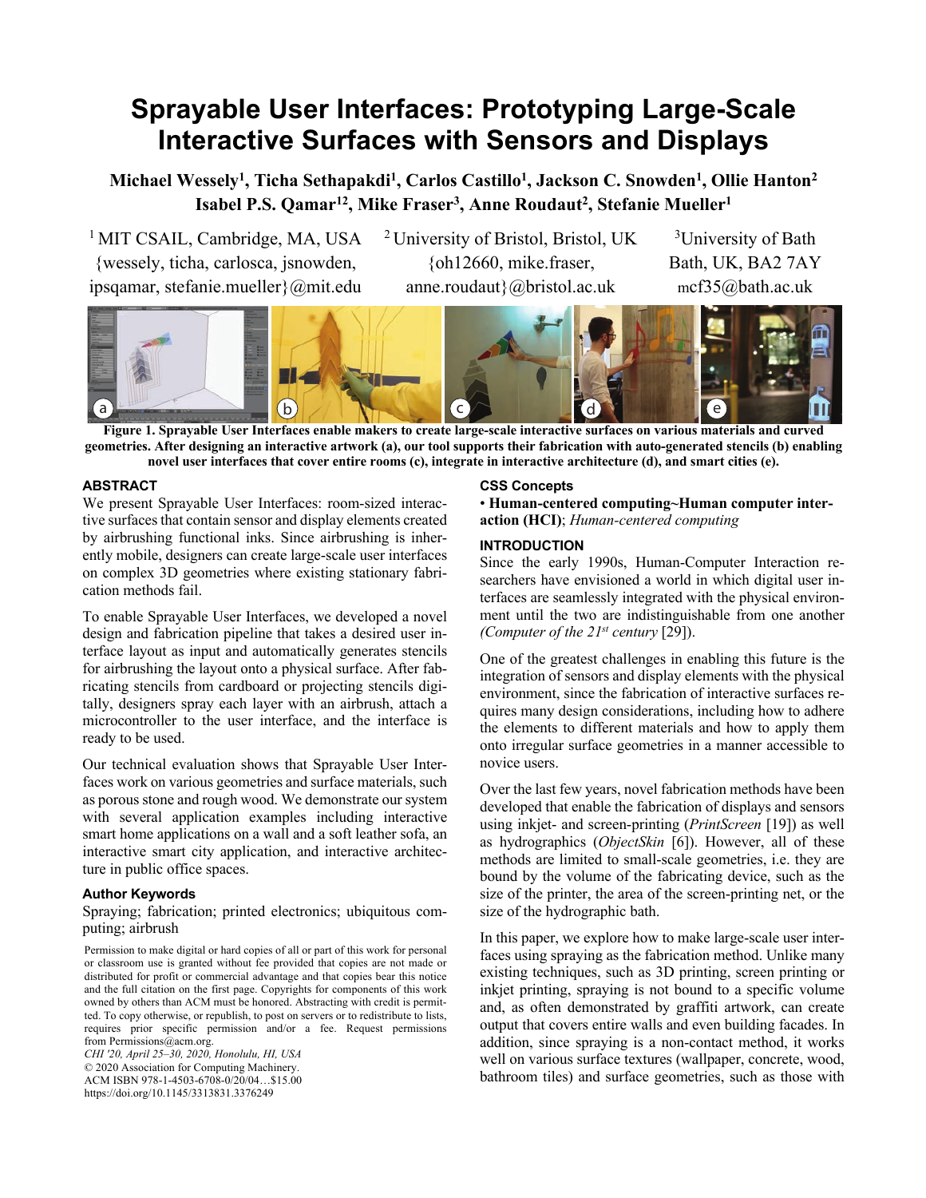# Sprayable User Interfaces: Prototyping Large-Scale Interactive Surfaces with Sensors and Displays

**Michael Wessely[1], Ticha Sethapakdi[1], Carlos Castillo[1], Jackson C. Snowden[1], Ollie Hanton[2] Isabel P.S. Qamar[12], Mike Fraser[3], Anne Roudaut[2], Stefanie Mueller[1]**

[1] MIT CSAIL, Cambridge, MA, USA
{wessely, ticha, carlosca, jsnowden, ipsqamar, stefanie.mueller}@mit.edu

[2] University of Bristol, Bristol, UK
{oh12660, mike.fraser, anne.roudaut}@bristol.ac.uk

[3] University of Bath
Bath, UK, BA2 7AY
mcf35@bath.ac.uk

**Figure 1. Sprayable User Interfaces enable makers to create large-scale interactive surfaces on various materials and curved geometries. After designing an interactive artwork (a), our tool supports their fabrication with auto-generated stencils (b) enabling novel user interfaces that cover entire rooms (c), integrate in interactive architecture (d), and smart cities (e).**

## ABSTRACT

We present Sprayable User Interfaces: room-sized interactive surfaces that contain sensor and display elements created by airbrushing functional inks. Since airbrushing is inherently mobile, designers can create large-scale user interfaces on complex 3D geometries where existing stationary fabrication methods fail.

To enable Sprayable User Interfaces, we developed a novel design and fabrication pipeline that takes a desired user interface layout as input and automatically generates stencils for airbrushing the layout onto a physical surface. After fabricating stencils from cardboard or projecting stencils digitally, designers spray each layer with an airbrush, attach a microcontroller to the user interface, and the interface is ready to be used.

Our technical evaluation shows that Sprayable User Interfaces work on various geometries and surface materials, such as porous stone and rough wood. We demonstrate our system with several application examples including interactive smart home applications on a wall and a soft leather sofa, an interactive smart city application, and interactive architecture in public office spaces.

### Author Keywords

Spraying; fabrication; printed electronics; ubiquitous computing; airbrush

Permission to make digital or hard copies of all or part of this work for personal or classroom use is granted without fee provided that copies are not made or distributed for profit or commercial advantage and that copies bear this notice and the full citation on the first page. Copyrights for components of this work owned by others than ACM must be honored. Abstracting with credit is permitted. To copy otherwise, or republish, to post on servers or to redistribute to lists, requires prior specific permission and/or a fee. Request permissions from Permissions@acm.org.
*CHI '20, April 25–30, 2020, Honolulu, HI, USA*
© 2020 Association for Computing Machinery.
ACM ISBN 978-1-4503-6708-0/20/04…$15.00
https://doi.org/10.1145/3313831.3376249

### CSS Concepts

• **Human-centered computing~Human computer interaction (HCI)**; *Human-centered computing*

## INTRODUCTION

Since the early 1990s, Human-Computer Interaction researchers have envisioned a world in which digital user interfaces are seamlessly integrated with the physical environment until the two are indistinguishable from one another *(Computer of the 21st century* [29]).

One of the greatest challenges in enabling this future is the integration of sensors and display elements with the physical environment, since the fabrication of interactive surfaces requires many design considerations, including how to adhere the elements to different materials and how to apply them onto irregular surface geometries in a manner accessible to novice users.

Over the last few years, novel fabrication methods have been developed that enable the fabrication of displays and sensors using inkjet- and screen-printing (*PrintScreen* [19]) as well as hydrographics (*ObjectSkin* [6]). However, all of these methods are limited to small-scale geometries, i.e. they are bound by the volume of the fabricating device, such as the size of the printer, the area of the screen-printing net, or the size of the hydrographic bath.

In this paper, we explore how to make large-scale user interfaces using spraying as the fabrication method. Unlike many existing techniques, such as 3D printing, screen printing or inkjet printing, spraying is not bound to a specific volume and, as often demonstrated by graffiti artwork, can create output that covers entire walls and even building facades. In addition, since spraying is a non-contact method, it works well on various surface textures (wallpaper, concrete, wood, bathroom tiles) and surface geometries, such as those with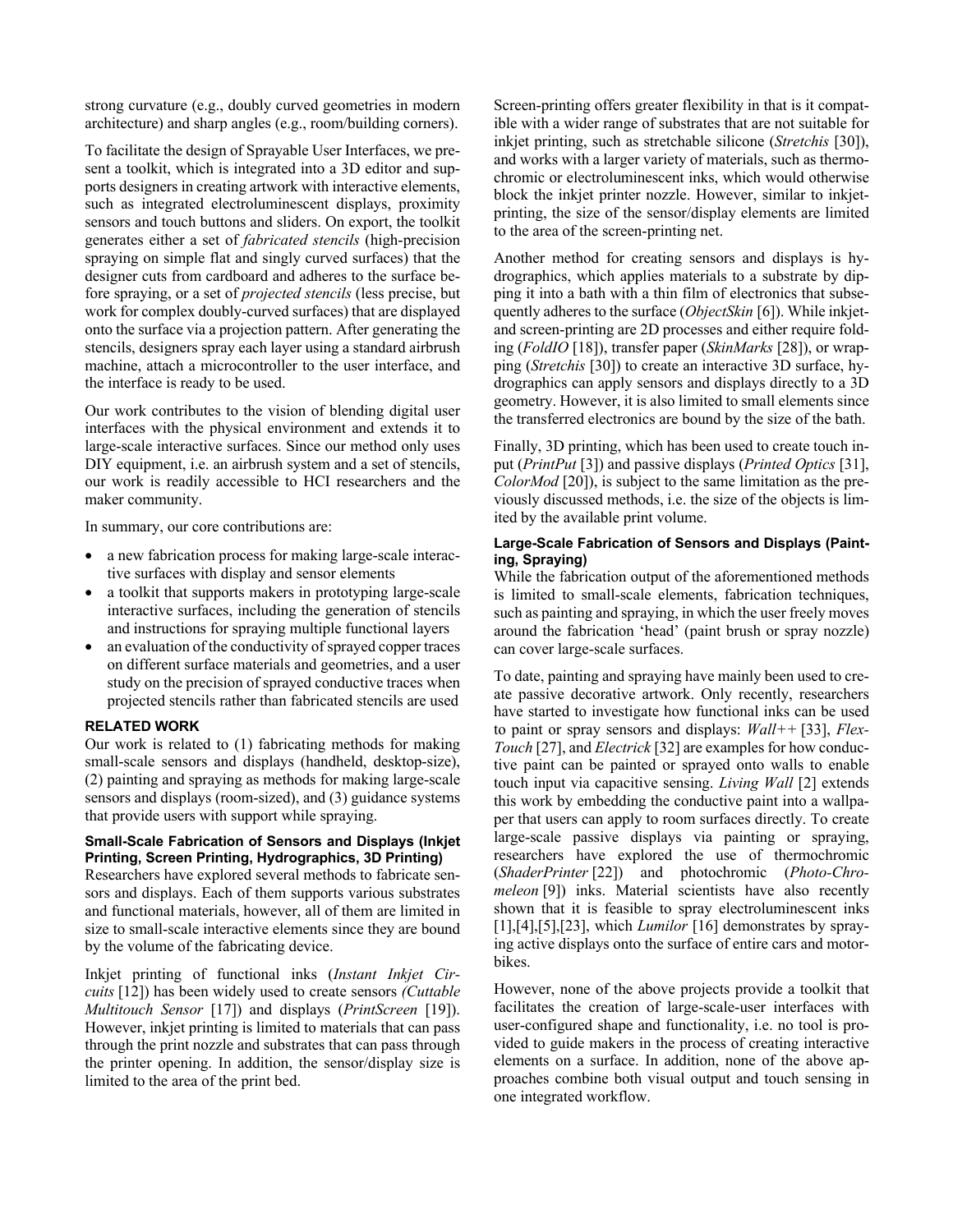strong curvature (e.g., doubly curved geometries in modern architecture) and sharp angles (e.g., room/building corners).

To facilitate the design of Sprayable User Interfaces, we present a toolkit, which is integrated into a 3D editor and supports designers in creating artwork with interactive elements, such as integrated electroluminescent displays, proximity sensors and touch buttons and sliders. On export, the toolkit generates either a set of *fabricated stencils* (high-precision spraying on simple flat and singly curved surfaces) that the designer cuts from cardboard and adheres to the surface before spraying, or a set of *projected stencils* (less precise, but work for complex doubly-curved surfaces) that are displayed onto the surface via a projection pattern. After generating the stencils, designers spray each layer using a standard airbrush machine, attach a microcontroller to the user interface, and the interface is ready to be used.

Our work contributes to the vision of blending digital user interfaces with the physical environment and extends it to large-scale interactive surfaces. Since our method only uses DIY equipment, i.e. an airbrush system and a set of stencils, our work is readily accessible to HCI researchers and the maker community.

In summary, our core contributions are:

- a new fabrication process for making large-scale interactive surfaces with display and sensor elements
- a toolkit that supports makers in prototyping large-scale interactive surfaces, including the generation of stencils and instructions for spraying multiple functional layers
- an evaluation of the conductivity of sprayed copper traces on different surface materials and geometries, and a user study on the precision of sprayed conductive traces when projected stencils rather than fabricated stencils are used

## RELATED WORK

Our work is related to (1) fabricating methods for making small-scale sensors and displays (handheld, desktop-size), (2) painting and spraying as methods for making large-scale sensors and displays (room-sized), and (3) guidance systems that provide users with support while spraying.

### Small-Scale Fabrication of Sensors and Displays (Inkjet Printing, Screen Printing, Hydrographics, 3D Printing)

Researchers have explored several methods to fabricate sensors and displays. Each of them supports various substrates and functional materials, however, all of them are limited in size to small-scale interactive elements since they are bound by the volume of the fabricating device.

Inkjet printing of functional inks (*Instant Inkjet Circuits* [12]) has been widely used to create sensors *(Cuttable Multitouch Sensor* [17]) and displays (*PrintScreen* [19]). However, inkjet printing is limited to materials that can pass through the print nozzle and substrates that can pass through the printer opening. In addition, the sensor/display size is limited to the area of the print bed.

Screen-printing offers greater flexibility in that is it compatible with a wider range of substrates that are not suitable for inkjet printing, such as stretchable silicone (*Stretchis* [30]), and works with a larger variety of materials, such as thermochromic or electroluminescent inks, which would otherwise block the inkjet printer nozzle. However, similar to inkjet-printing, the size of the sensor/display elements are limited to the area of the screen-printing net.

Another method for creating sensors and displays is hydrographics, which applies materials to a substrate by dipping it into a bath with a thin film of electronics that subsequently adheres to the surface (*ObjectSkin* [6]). While inkjet- and screen-printing are 2D processes and either require folding (*FoldIO* [18]), transfer paper (*SkinMarks* [28]), or wrapping (*Stretchis* [30]) to create an interactive 3D surface, hydrographics can apply sensors and displays directly to a 3D geometry. However, it is also limited to small elements since the transferred electronics are bound by the size of the bath.

Finally, 3D printing, which has been used to create touch input (*PrintPut* [3]) and passive displays (*Printed Optics* [31], *ColorMod* [20]), is subject to the same limitation as the previously discussed methods, i.e. the size of the objects is limited by the available print volume.

### Large-Scale Fabrication of Sensors and Displays (Painting, Spraying)

While the fabrication output of the aforementioned methods is limited to small-scale elements, fabrication techniques, such as painting and spraying, in which the user freely moves around the fabrication 'head' (paint brush or spray nozzle) can cover large-scale surfaces.

To date, painting and spraying have mainly been used to create passive decorative artwork. Only recently, researchers have started to investigate how functional inks can be used to paint or spray sensors and displays: *Wall++* [33], *FlexTouch* [27], and *Electrick* [32] are examples for how conductive paint can be painted or sprayed onto walls to enable touch input via capacitive sensing. *Living Wall* [2] extends this work by embedding the conductive paint into a wallpaper that users can apply to room surfaces directly. To create large-scale passive displays via painting or spraying, researchers have explored the use of thermochromic (*ShaderPrinter* [22]) and photochromic (*Photo-Chromeleon* [9]) inks. Material scientists have also recently shown that it is feasible to spray electroluminescent inks [1],[4],[5],[23], which *Lumilor* [16] demonstrates by spraying active displays onto the surface of entire cars and motorbikes.

However, none of the above projects provide a toolkit that facilitates the creation of large-scale-user interfaces with user-configured shape and functionality, i.e. no tool is provided to guide makers in the process of creating interactive elements on a surface. In addition, none of the above approaches combine both visual output and touch sensing in one integrated workflow.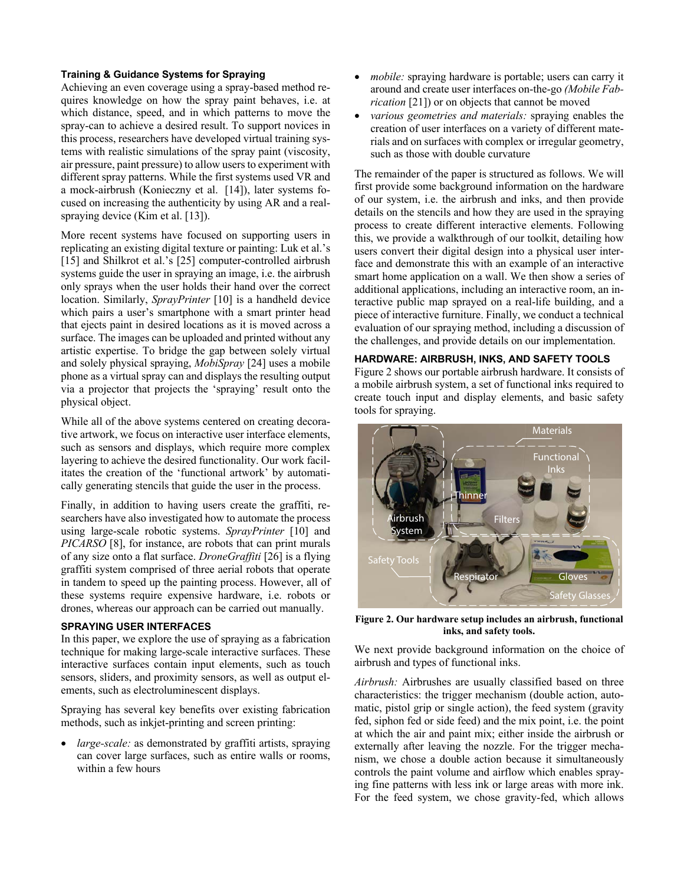### Training & Guidance Systems for Spraying

Achieving an even coverage using a spray-based method requires knowledge on how the spray paint behaves, i.e. at which distance, speed, and in which patterns to move the spray-can to achieve a desired result. To support novices in this process, researchers have developed virtual training systems with realistic simulations of the spray paint (viscosity, air pressure, paint pressure) to allow users to experiment with different spray patterns. While the first systems used VR and a mock-airbrush (Konieczny et al. [14]), later systems focused on increasing the authenticity by using AR and a real-spraying device (Kim et al. [13]).

More recent systems have focused on supporting users in replicating an existing digital texture or painting: Luk et al.'s [15] and Shilkrot et al.'s [25] computer-controlled airbrush systems guide the user in spraying an image, i.e. the airbrush only sprays when the user holds their hand over the correct location. Similarly, *SprayPrinter* [10] is a handheld device which pairs a user's smartphone with a smart printer head that ejects paint in desired locations as it is moved across a surface. The images can be uploaded and printed without any artistic expertise. To bridge the gap between solely virtual and solely physical spraying, *MobiSpray* [24] uses a mobile phone as a virtual spray can and displays the resulting output via a projector that projects the 'spraying' result onto the physical object.

While all of the above systems centered on creating decorative artwork, we focus on interactive user interface elements, such as sensors and displays, which require more complex layering to achieve the desired functionality. Our work facilitates the creation of the 'functional artwork' by automatically generating stencils that guide the user in the process.

Finally, in addition to having users create the graffiti, researchers have also investigated how to automate the process using large-scale robotic systems. *SprayPrinter* [10] and *PICARSO* [8], for instance, are robots that can print murals of any size onto a flat surface. *DroneGraffiti* [26] is a flying graffiti system comprised of three aerial robots that operate in tandem to speed up the painting process. However, all of these systems require expensive hardware, i.e. robots or drones, whereas our approach can be carried out manually.

## SPRAYING USER INTERFACES

In this paper, we explore the use of spraying as a fabrication technique for making large-scale interactive surfaces. These interactive surfaces contain input elements, such as touch sensors, sliders, and proximity sensors, as well as output elements, such as electroluminescent displays.

Spraying has several key benefits over existing fabrication methods, such as inkjet-printing and screen printing:

- *large-scale:* as demonstrated by graffiti artists, spraying can cover large surfaces, such as entire walls or rooms, within a few hours
- *mobile:* spraying hardware is portable; users can carry it around and create user interfaces on-the-go *(Mobile Fabrication* [21]) or on objects that cannot be moved
- *various geometries and materials:* spraying enables the creation of user interfaces on a variety of different materials and on surfaces with complex or irregular geometry, such as those with double curvature

The remainder of the paper is structured as follows. We will first provide some background information on the hardware of our system, i.e. the airbrush and inks, and then provide details on the stencils and how they are used in the spraying process to create different interactive elements. Following this, we provide a walkthrough of our toolkit, detailing how users convert their digital design into a physical user interface and demonstrate this with an example of an interactive smart home application on a wall. We then show a series of additional applications, including an interactive room, an interactive public map sprayed on a real-life building, and a piece of interactive furniture. Finally, we conduct a technical evaluation of our spraying method, including a discussion of the challenges, and provide details on our implementation.

## HARDWARE: AIRBRUSH, INKS, AND SAFETY TOOLS

Figure 2 shows our portable airbrush hardware. It consists of a mobile airbrush system, a set of functional inks required to create touch input and display elements, and basic safety tools for spraying.

**Figure 2. Our hardware setup includes an airbrush, functional inks, and safety tools.**

We next provide background information on the choice of airbrush and types of functional inks.

*Airbrush:* Airbrushes are usually classified based on three characteristics: the trigger mechanism (double action, automatic, pistol grip or single action), the feed system (gravity fed, siphon fed or side feed) and the mix point, i.e. the point at which the air and paint mix; either inside the airbrush or externally after leaving the nozzle. For the trigger mechanism, we chose a double action because it simultaneously controls the paint volume and airflow which enables spraying fine patterns with less ink or large areas with more ink. For the feed system, we chose gravity-fed, which allows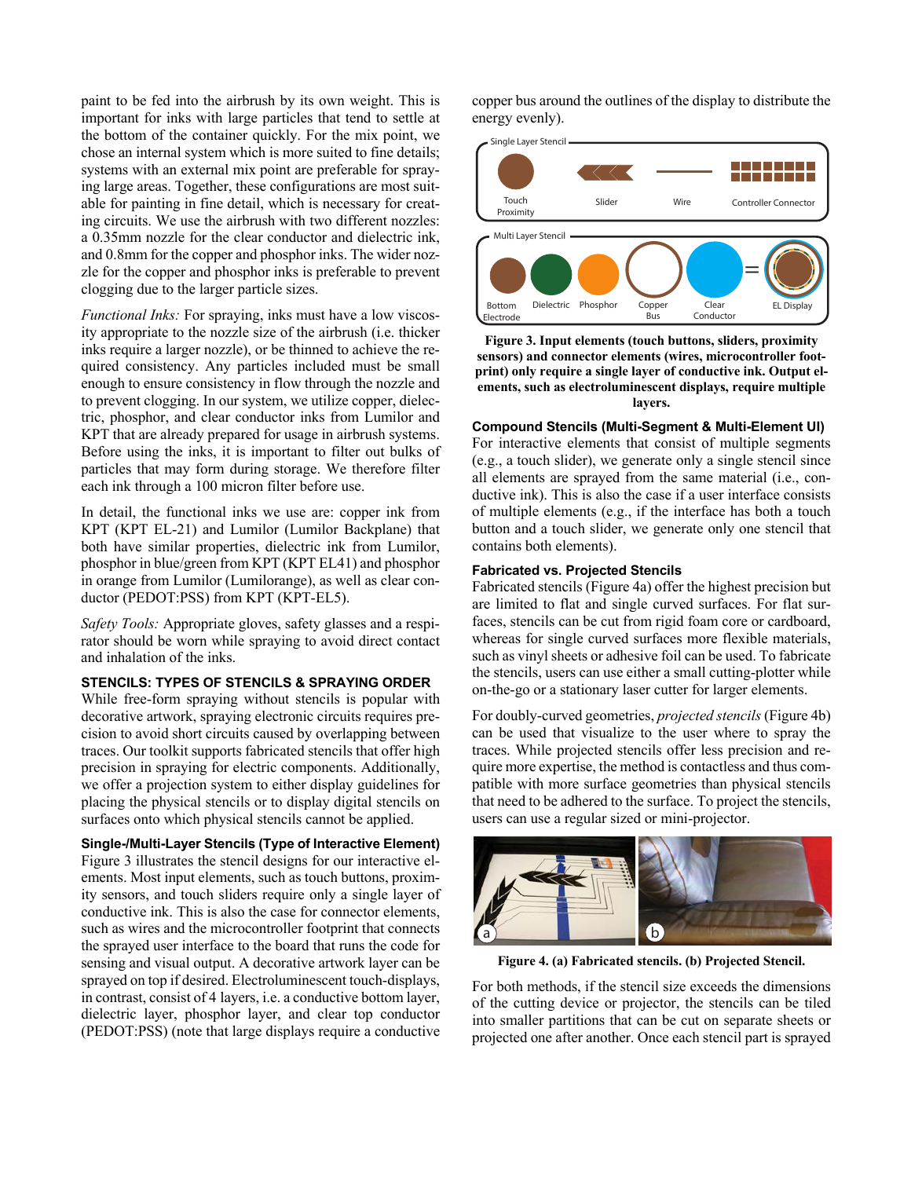paint to be fed into the airbrush by its own weight. This is important for inks with large particles that tend to settle at the bottom of the container quickly. For the mix point, we chose an internal system which is more suited to fine details; systems with an external mix point are preferable for spraying large areas. Together, these configurations are most suitable for painting in fine detail, which is necessary for creating circuits. We use the airbrush with two different nozzles: a 0.35mm nozzle for the clear conductor and dielectric ink, and 0.8mm for the copper and phosphor inks. The wider nozzle for the copper and phosphor inks is preferable to prevent clogging due to the larger particle sizes.

*Functional Inks:* For spraying, inks must have a low viscosity appropriate to the nozzle size of the airbrush (i.e. thicker inks require a larger nozzle), or be thinned to achieve the required consistency. Any particles included must be small enough to ensure consistency in flow through the nozzle and to prevent clogging. In our system, we utilize copper, dielectric, phosphor, and clear conductor inks from Lumilor and KPT that are already prepared for usage in airbrush systems. Before using the inks, it is important to filter out bulks of particles that may form during storage. We therefore filter each ink through a 100 micron filter before use.

In detail, the functional inks we use are: copper ink from KPT (KPT EL-21) and Lumilor (Lumilor Backplane) that both have similar properties, dielectric ink from Lumilor, phosphor in blue/green from KPT (KPT EL41) and phosphor in orange from Lumilor (Lumilorange), as well as clear conductor (PEDOT:PSS) from KPT (KPT-EL5).

*Safety Tools:* Appropriate gloves, safety glasses and a respirator should be worn while spraying to avoid direct contact and inhalation of the inks.

## STENCILS: TYPES OF STENCILS & SPRAYING ORDER

While free-form spraying without stencils is popular with decorative artwork, spraying electronic circuits requires precision to avoid short circuits caused by overlapping between traces. Our toolkit supports fabricated stencils that offer high precision in spraying for electric components. Additionally, we offer a projection system to either display guidelines for placing the physical stencils or to display digital stencils on surfaces onto which physical stencils cannot be applied.

### Single-/Multi-Layer Stencils (Type of Interactive Element)

Figure 3 illustrates the stencil designs for our interactive elements. Most input elements, such as touch buttons, proximity sensors, and touch sliders require only a single layer of conductive ink. This is also the case for connector elements, such as wires and the microcontroller footprint that connects the sprayed user interface to the board that runs the code for sensing and visual output. A decorative artwork layer can be sprayed on top if desired. Electroluminescent touch-displays, in contrast, consist of 4 layers, i.e. a conductive bottom layer, dielectric layer, phosphor layer, and clear top conductor (PEDOT:PSS) (note that large displays require a conductive copper bus around the outlines of the display to distribute the energy evenly).

**Figure 3. Input elements (touch buttons, sliders, proximity sensors) and connector elements (wires, microcontroller footprint) only require a single layer of conductive ink. Output elements, such as electroluminescent displays, require multiple layers.**

### Compound Stencils (Multi-Segment & Multi-Element UI)

For interactive elements that consist of multiple segments (e.g., a touch slider), we generate only a single stencil since all elements are sprayed from the same material (i.e., conductive ink). This is also the case if a user interface consists of multiple elements (e.g., if the interface has both a touch button and a touch slider, we generate only one stencil that contains both elements).

### Fabricated vs. Projected Stencils

Fabricated stencils (Figure 4a) offer the highest precision but are limited to flat and single curved surfaces. For flat surfaces, stencils can be cut from rigid foam core or cardboard, whereas for single curved surfaces more flexible materials, such as vinyl sheets or adhesive foil can be used. To fabricate the stencils, users can use either a small cutting-plotter while on-the-go or a stationary laser cutter for larger elements.

For doubly-curved geometries, *projected stencils* (Figure 4b) can be used that visualize to the user where to spray the traces. While projected stencils offer less precision and require more expertise, the method is contactless and thus compatible with more surface geometries than physical stencils that need to be adhered to the surface. To project the stencils, users can use a regular sized or mini-projector.

**Figure 4. (a) Fabricated stencils. (b) Projected Stencil.**

For both methods, if the stencil size exceeds the dimensions of the cutting device or projector, the stencils can be tiled into smaller partitions that can be cut on separate sheets or projected one after another. Once each stencil part is sprayed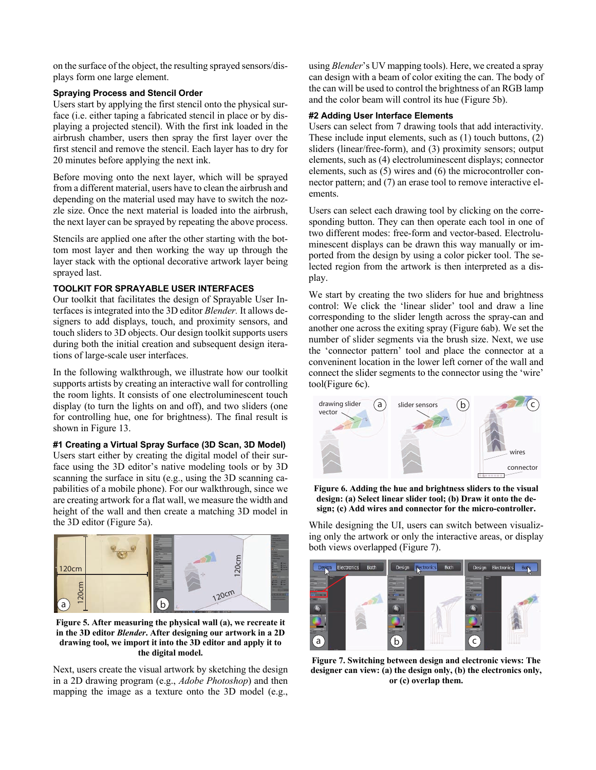on the surface of the object, the resulting sprayed sensors/displays form one large element.

### Spraying Process and Stencil Order

Users start by applying the first stencil onto the physical surface (i.e. either taping a fabricated stencil in place or by displaying a projected stencil). With the first ink loaded in the airbrush chamber, users then spray the first layer over the first stencil and remove the stencil. Each layer has to dry for 20 minutes before applying the next ink.

Before moving onto the next layer, which will be sprayed from a different material, users have to clean the airbrush and depending on the material used may have to switch the nozzle size. Once the next material is loaded into the airbrush, the next layer can be sprayed by repeating the above process.

Stencils are applied one after the other starting with the bottom most layer and then working the way up through the layer stack with the optional decorative artwork layer being sprayed last.

## TOOLKIT FOR SPRAYABLE USER INTERFACES

Our toolkit that facilitates the design of Sprayable User Interfaces is integrated into the 3D editor *Blender*. It allows designers to add displays, touch, and proximity sensors, and touch sliders to 3D objects. Our design toolkit supports users during both the initial creation and subsequent design iterations of large-scale user interfaces.

In the following walkthrough, we illustrate how our toolkit supports artists by creating an interactive wall for controlling the room lights. It consists of one electroluminescent touch display (to turn the lights on and off), and two sliders (one for controlling hue, one for brightness). The final result is shown in Figure 13.

### #1 Creating a Virtual Spray Surface (3D Scan, 3D Model)

Users start either by creating the digital model of their surface using the 3D editor's native modeling tools or by 3D scanning the surface in situ (e.g., using the 3D scanning capabilities of a mobile phone). For our walkthrough, since we are creating artwork for a flat wall, we measure the width and height of the wall and then create a matching 3D model in the 3D editor (Figure 5a).

**Figure 5. After measuring the physical wall (a), we recreate it in the 3D editor *Blender*. After designing our artwork in a 2D drawing tool, we import it into the 3D editor and apply it to the digital model.**

Next, users create the visual artwork by sketching the design in a 2D drawing program (e.g., *Adobe Photoshop*) and then mapping the image as a texture onto the 3D model (e.g., using *Blender*'s UV mapping tools). Here, we created a spray can design with a beam of color exiting the can. The body of the can will be used to control the brightness of an RGB lamp and the color beam will control its hue (Figure 5b).

### #2 Adding User Interface Elements

Users can select from 7 drawing tools that add interactivity. These include input elements, such as (1) touch buttons, (2) sliders (linear/free-form), and (3) proximity sensors; output elements, such as (4) electroluminescent displays; connector elements, such as (5) wires and (6) the microcontroller connector pattern; and (7) an erase tool to remove interactive elements.

Users can select each drawing tool by clicking on the corresponding button. They can then operate each tool in one of two different modes: free-form and vector-based. Electroluminescent displays can be drawn this way manually or imported from the design by using a color picker tool. The selected region from the artwork is then interpreted as a display.

We start by creating the two sliders for hue and brightness control: We click the 'linear slider' tool and draw a line corresponding to the slider length across the spray-can and another one across the exiting spray (Figure 6ab). We set the number of slider segments via the brush size. Next, we use the 'connector pattern' tool and place the connector at a conveninent location in the lower left corner of the wall and connect the slider segments to the connector using the 'wire' tool(Figure 6c).

**Figure 6. Adding the hue and brightness sliders to the visual design: (a) Select linear slider tool; (b) Draw it onto the design; (c) Add wires and connector for the micro-controller.**

While designing the UI, users can switch between visualizing only the artwork or only the interactive areas, or display both views overlapped (Figure 7).

**Figure 7. Switching between design and electronic views: The designer can view: (a) the design only, (b) the electronics only, or (c) overlap them.**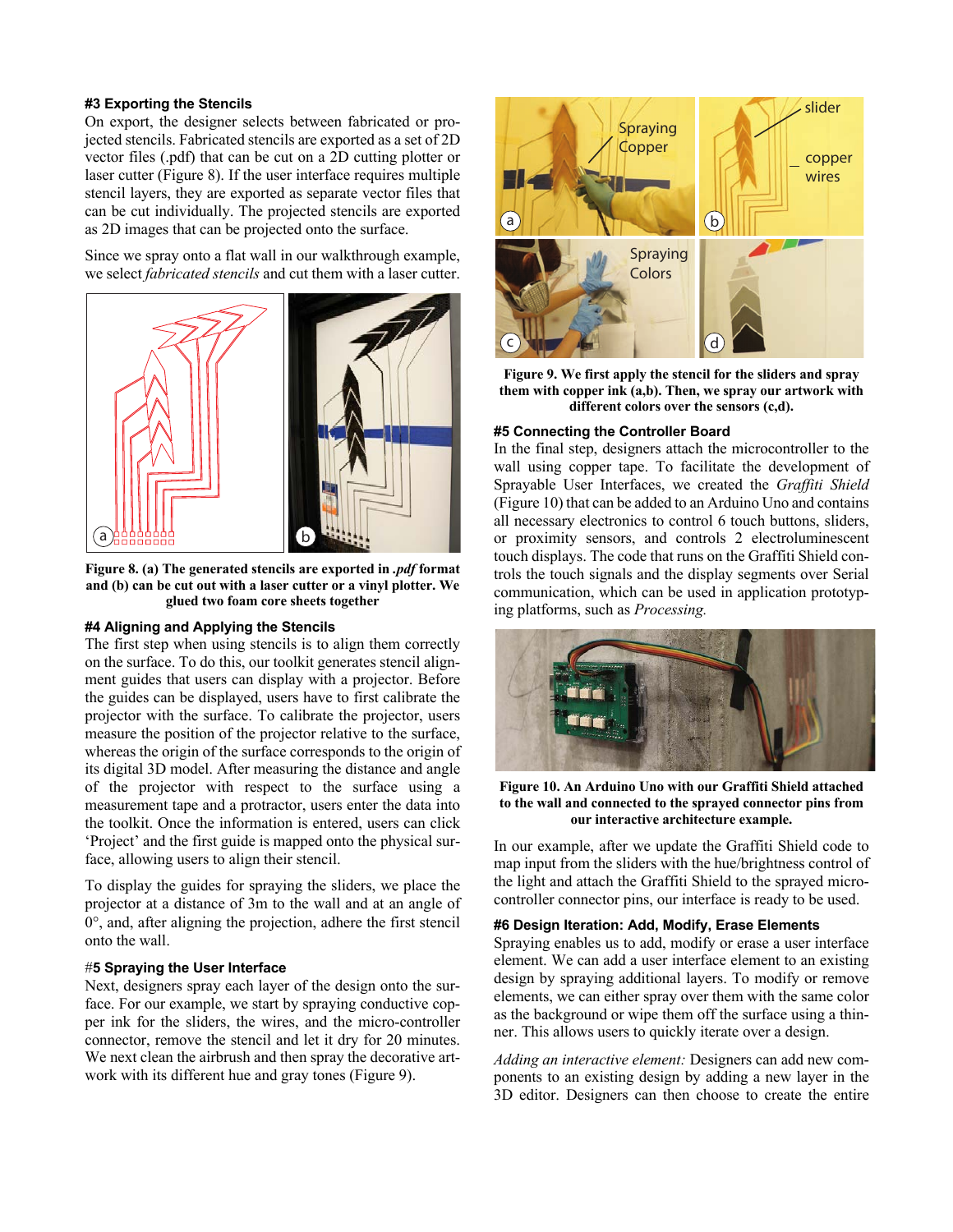#### #3 Exporting the Stencils

On export, the designer selects between fabricated or projected stencils. Fabricated stencils are exported as a set of 2D vector files (.pdf) that can be cut on a 2D cutting plotter or laser cutter (Figure 8). If the user interface requires multiple stencil layers, they are exported as separate vector files that can be cut individually. The projected stencils are exported as 2D images that can be projected onto the surface.

Since we spray onto a flat wall in our walkthrough example, we select *fabricated stencils* and cut them with a laser cutter.

**Figure 8. (a) The generated stencils are exported in *.pdf* format and (b) can be cut out with a laser cutter or a vinyl plotter. We glued two foam core sheets together**

#### #4 Aligning and Applying the Stencils

The first step when using stencils is to align them correctly on the surface. To do this, our toolkit generates stencil alignment guides that users can display with a projector. Before the guides can be displayed, users have to first calibrate the projector with the surface. To calibrate the projector, users measure the position of the projector relative to the surface, whereas the origin of the surface corresponds to the origin of its digital 3D model. After measuring the distance and angle of the projector with respect to the surface using a measurement tape and a protractor, users enter the data into the toolkit. Once the information is entered, users can click 'Project' and the first guide is mapped onto the physical surface, allowing users to align their stencil.

To display the guides for spraying the sliders, we place the projector at a distance of 3m to the wall and at an angle of 0°, and, after aligning the projection, adhere the first stencil onto the wall.

#### #5 Spraying the User Interface

Next, designers spray each layer of the design onto the surface. For our example, we start by spraying conductive copper ink for the sliders, the wires, and the micro-controller connector, remove the stencil and let it dry for 20 minutes. We next clean the airbrush and then spray the decorative artwork with its different hue and gray tones (Figure 9).

**Figure 9. We first apply the stencil for the sliders and spray them with copper ink (a,b). Then, we spray our artwork with different colors over the sensors (c,d).**

#### #5 Connecting the Controller Board

In the final step, designers attach the microcontroller to the wall using copper tape. To facilitate the development of Sprayable User Interfaces, we created the *Graffiti Shield* (Figure 10) that can be added to an Arduino Uno and contains all necessary electronics to control 6 touch buttons, sliders, or proximity sensors, and controls 2 electroluminescent touch displays. The code that runs on the Graffiti Shield controls the touch signals and the display segments over Serial communication, which can be used in application prototyping platforms, such as *Processing.*

**Figure 10. An Arduino Uno with our Graffiti Shield attached to the wall and connected to the sprayed connector pins from our interactive architecture example.**

In our example, after we update the Graffiti Shield code to map input from the sliders with the hue/brightness control of the light and attach the Graffiti Shield to the sprayed microcontroller connector pins, our interface is ready to be used.

#### #6 Design Iteration: Add, Modify, Erase Elements

Spraying enables us to add, modify or erase a user interface element. We can add a user interface element to an existing design by spraying additional layers. To modify or remove elements, we can either spray over them with the same color as the background or wipe them off the surface using a thinner. This allows users to quickly iterate over a design.

*Adding an interactive element:* Designers can add new components to an existing design by adding a new layer in the 3D editor. Designers can then choose to create the entire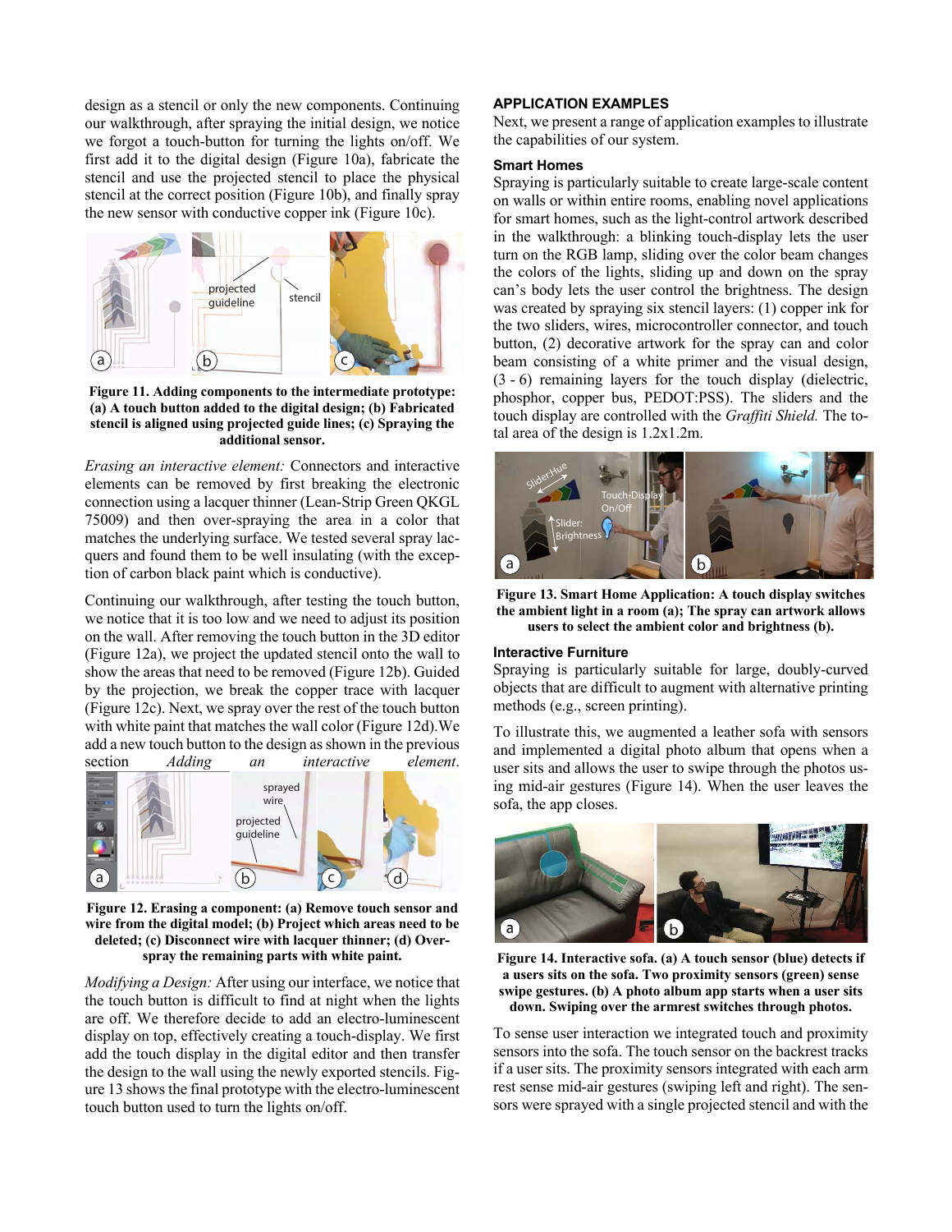design as a stencil or only the new components. Continuing our walkthrough, after spraying the initial design, we notice we forgot a touch-button for turning the lights on/off. We first add it to the digital design (Figure 10a), fabricate the stencil and use the projected stencil to place the physical stencil at the correct position (Figure 10b), and finally spray the new sensor with conductive copper ink (Figure 10c).

**Figure 11. Adding components to the intermediate prototype: (a) A touch button added to the digital design; (b) Fabricated stencil is aligned using projected guide lines; (c) Spraying the additional sensor.**

*Erasing an interactive element:* Connectors and interactive elements can be removed by first breaking the electronic connection using a lacquer thinner (Lean-Strip Green QKGL 75009) and then over-spraying the area in a color that matches the underlying surface. We tested several spray lacquers and found them to be well insulating (with the exception of carbon black paint which is conductive).

Continuing our walkthrough, after testing the touch button, we notice that it is too low and we need to adjust its position on the wall. After removing the touch button in the 3D editor (Figure 12a), we project the updated stencil onto the wall to show the areas that need to be removed (Figure 12b). Guided by the projection, we break the copper trace with lacquer (Figure 12c). Next, we spray over the rest of the touch button with white paint that matches the wall color (Figure 12d).We add a new touch button to the design as shown in the previous section *Adding an interactive element*.

**Figure 12. Erasing a component: (a) Remove touch sensor and wire from the digital model; (b) Project which areas need to be deleted; (c) Disconnect wire with lacquer thinner; (d) Over-spray the remaining parts with white paint.**

*Modifying a Design:* After using our interface, we notice that the touch button is difficult to find at night when the lights are off. We therefore decide to add an electro-luminescent display on top, effectively creating a touch-display. We first add the touch display in the digital editor and then transfer the design to the wall using the newly exported stencils. Figure 13 shows the final prototype with the electro-luminescent touch button used to turn the lights on/off.

## APPLICATION EXAMPLES

Next, we present a range of application examples to illustrate the capabilities of our system.

### Smart Homes

Spraying is particularly suitable to create large-scale content on walls or within entire rooms, enabling novel applications for smart homes, such as the light-control artwork described in the walkthrough: a blinking touch-display lets the user turn on the RGB lamp, sliding over the color beam changes the colors of the lights, sliding up and down on the spray can's body lets the user control the brightness. The design was created by spraying six stencil layers: (1) copper ink for the two sliders, wires, microcontroller connector, and touch button, (2) decorative artwork for the spray can and color beam consisting of a white primer and the visual design, (3 - 6) remaining layers for the touch display (dielectric, phosphor, copper bus, PEDOT:PSS). The sliders and the touch display are controlled with the *Graffiti Shield.* The total area of the design is 1.2x1.2m.

**Figure 13. Smart Home Application: A touch display switches the ambient light in a room (a); The spray can artwork allows users to select the ambient color and brightness (b).**

### Interactive Furniture

Spraying is particularly suitable for large, doubly-curved objects that are difficult to augment with alternative printing methods (e.g., screen printing).

To illustrate this, we augmented a leather sofa with sensors and implemented a digital photo album that opens when a user sits and allows the user to swipe through the photos using mid-air gestures (Figure 14). When the user leaves the sofa, the app closes.

**Figure 14. Interactive sofa. (a) A touch sensor (blue) detects if a users sits on the sofa. Two proximity sensors (green) sense swipe gestures. (b) A photo album app starts when a user sits down. Swiping over the armrest switches through photos.**

To sense user interaction we integrated touch and proximity sensors into the sofa. The touch sensor on the backrest tracks if a user sits. The proximity sensors integrated with each arm rest sense mid-air gestures (swiping left and right). The sensors were sprayed with a single projected stencil and with the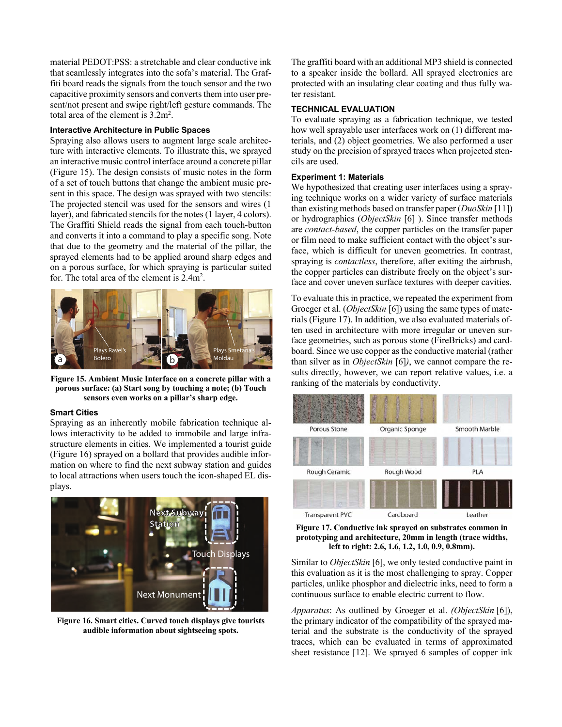material PEDOT:PSS: a stretchable and clear conductive ink that seamlessly integrates into the sofa's material. The Graffiti board reads the signals from the touch sensor and the two capacitive proximity sensors and converts them into user present/not present and swipe right/left gesture commands. The total area of the element is $3.2m^2$.

### Interactive Architecture in Public Spaces

Spraying also allows users to augment large scale architecture with interactive elements. To illustrate this, we sprayed an interactive music control interface around a concrete pillar (Figure 15). The design consists of music notes in the form of a set of touch buttons that change the ambient music present in this space. The design was sprayed with two stencils: The projected stencil was used for the sensors and wires (1 layer), and fabricated stencils for the notes (1 layer, 4 colors). The Graffiti Shield reads the signal from each touch-button and converts it into a command to play a specific song. Note that due to the geometry and the material of the pillar, the sprayed elements had to be applied around sharp edges and on a porous surface, for which spraying is particular suited for. The total area of the element is $2.4m^2$.

**Figure 15. Ambient Music Interface on a concrete pillar with a porous surface: (a) Start song by touching a note; (b) Touch sensors even works on a pillar's sharp edge.**

### Smart Cities

Spraying as an inherently mobile fabrication technique allows interactivity to be added to immobile and large infrastructure elements in cities. We implemented a tourist guide (Figure 16) sprayed on a bollard that provides audible information on where to find the next subway station and guides to local attractions when users touch the icon-shaped EL displays.

**Figure 16. Smart cities. Curved touch displays give tourists audible information about sightseeing spots.**

The graffiti board with an additional MP3 shield is connected to a speaker inside the bollard. All sprayed electronics are protected with an insulating clear coating and thus fully water resistant.

## TECHNICAL EVALUATION

To evaluate spraying as a fabrication technique, we tested how well sprayable user interfaces work on (1) different materials, and (2) object geometries. We also performed a user study on the precision of sprayed traces when projected stencils are used.

### Experiment 1: Materials

We hypothesized that creating user interfaces using a spraying technique works on a wider variety of surface materials than existing methods based on transfer paper (*DuoSkin* [11]) or hydrographics (*ObjectSkin* [6] ). Since transfer methods are *contact-based*, the copper particles on the transfer paper or film need to make sufficient contact with the object's surface, which is difficult for uneven geometries. In contrast, spraying is *contactless*, therefore, after exiting the airbrush, the copper particles can distribute freely on the object's surface and cover uneven surface textures with deeper cavities.

To evaluate this in practice, we repeated the experiment from Groeger et al. (*ObjectSkin* [6]) using the same types of materials (Figure 17). In addition, we also evaluated materials often used in architecture with more irregular or uneven surface geometries, such as porous stone (FireBricks) and cardboard. Since we use copper as the conductive material (rather than silver as in *ObjectSkin* [6]*)*, we cannot compare the results directly, however, we can report relative values, i.e. a ranking of the materials by conductivity.

**Figure 17. Conductive ink sprayed on substrates common in prototyping and architecture, 20mm in length (trace widths, left to right: 2.6, 1.6, 1.2, 1.0, 0.9, 0.8mm).**

Similar to *ObjectSkin* [6], we only tested conductive paint in this evaluation as it is the most challenging to spray. Copper particles, unlike phosphor and dielectric inks, need to form a continuous surface to enable electric current to flow.

*Apparatus*: As outlined by Groeger et al. *(ObjectSkin* [6]), the primary indicator of the compatibility of the sprayed material and the substrate is the conductivity of the sprayed traces, which can be evaluated in terms of approximated sheet resistance [12]. We sprayed 6 samples of copper ink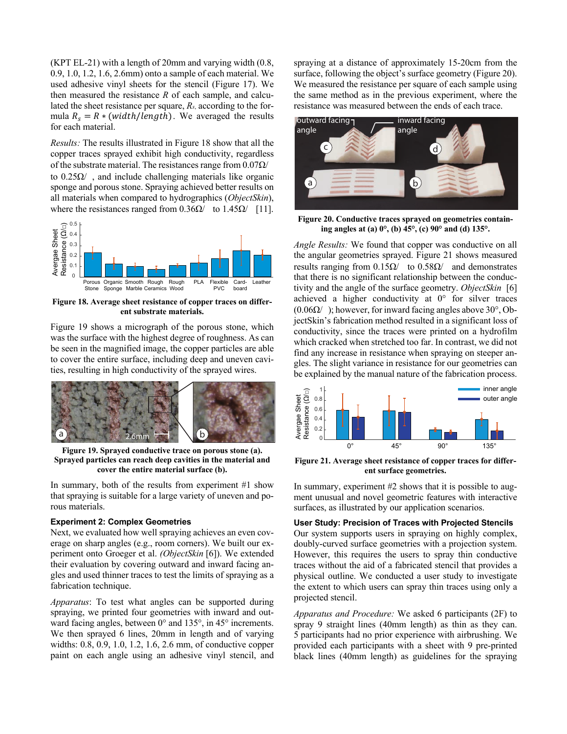(KPT EL-21) with a length of 20mm and varying width (0.8, 0.9, 1.0, 1.2, 1.6, 2.6mm) onto a sample of each material. We used adhesive vinyl sheets for the stencil (Figure 17). We then measured the resistance $R$ of each sample, and calculated the sheet resistance per square, $R_s$, according to the formula $R_s = R * (width/length)$. We averaged the results for each material.

*Results:* The results illustrated in Figure 18 show that all the copper traces sprayed exhibit high conductivity, regardless of the substrate material. The resistances range from 0.07Ω/ to 0.25Ω/ , and include challenging materials like organic sponge and porous stone. Spraying achieved better results on all materials when compared to hydrographics (*ObjectSkin*), where the resistances ranged from 0.36Ω/ to 1.45Ω/ [11].

**Figure 18. Average sheet resistance of copper traces on different substrate materials.**

Figure 19 shows a micrograph of the porous stone, which was the surface with the highest degree of roughness. As can be seen in the magnified image, the copper particles are able to cover the entire surface, including deep and uneven cavities, resulting in high conductivity of the sprayed wires.

**Figure 19. Sprayed conductive trace on porous stone (a). Sprayed particles can reach deep cavities in the material and cover the entire material surface (b).**

In summary, both of the results from experiment #1 show that spraying is suitable for a large variety of uneven and porous materials.

### Experiment 2: Complex Geometries

Next, we evaluated how well spraying achieves an even coverage on sharp angles (e.g., room corners). We built our experiment onto Groeger et al. *(ObjectSkin* [6]). We extended their evaluation by covering outward and inward facing angles and used thinner traces to test the limits of spraying as a fabrication technique.

*Apparatus*: To test what angles can be supported during spraying, we printed four geometries with inward and outward facing angles, between 0° and 135°, in 45° increments. We then sprayed 6 lines, 20mm in length and of varying widths: 0.8, 0.9, 1.0, 1.2, 1.6, 2.6 mm, of conductive copper paint on each angle using an adhesive vinyl stencil, and spraying at a distance of approximately 15-20cm from the surface, following the object's surface geometry (Figure 20). We measured the resistance per square of each sample using the same method as in the previous experiment, where the resistance was measured between the ends of each trace.

**Figure 20. Conductive traces sprayed on geometries containing angles at (a) 0°, (b) 45°, (c) 90° and (d) 135°.**

*Angle Results:* We found that copper was conductive on all the angular geometries sprayed. Figure 21 shows measured results ranging from 0.15Ω/ to 0.58Ω/ and demonstrates that there is no significant relationship between the conductivity and the angle of the surface geometry. *ObjectSkin* [6] achieved a higher conductivity at 0° for silver traces (0.06Ω/ ); however, for inward facing angles above 30°, ObjectSkin's fabrication method resulted in a significant loss of conductivity, since the traces were printed on a hydrofilm which cracked when stretched too far. In contrast, we did not find any increase in resistance when spraying on steeper angles. The slight variance in resistance for our geometries can be explained by the manual nature of the fabrication process.

**Figure 21. Average sheet resistance of copper traces for different surface geometries.**

In summary, experiment #2 shows that it is possible to augment unusual and novel geometric features with interactive surfaces, as illustrated by our application scenarios.

### User Study: Precision of Traces with Projected Stencils

Our system supports users in spraying on highly complex, doubly-curved surface geometries with a projection system. However, this requires the users to spray thin conductive traces without the aid of a fabricated stencil that provides a physical outline. We conducted a user study to investigate the extent to which users can spray thin traces using only a projected stencil.

*Apparatus and Procedure:* We asked 6 participants (2F) to spray 9 straight lines (40mm length) as thin as they can. 5 participants had no prior experience with airbrushing. We provided each participants with a sheet with 9 pre-printed black lines (40mm length) as guidelines for the spraying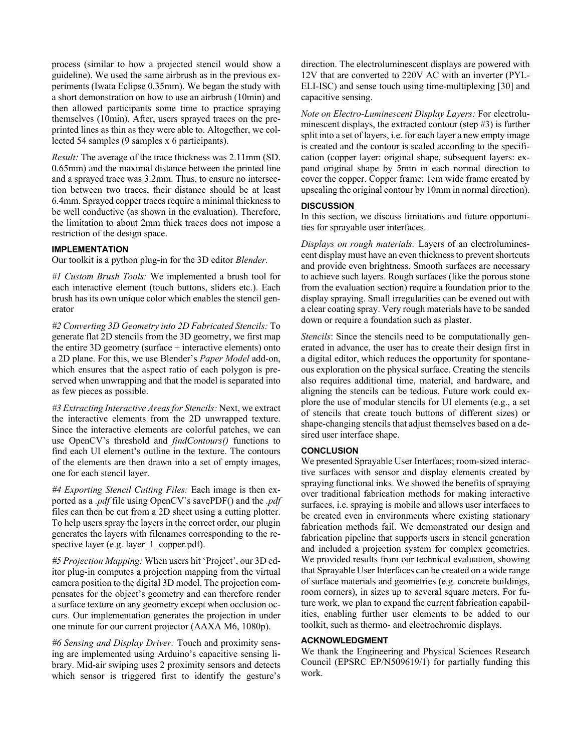process (similar to how a projected stencil would show a guideline). We used the same airbrush as in the previous experiments (Iwata Eclipse 0.35mm). We began the study with a short demonstration on how to use an airbrush (10min) and then allowed participants some time to practice spraying themselves (10min). After, users sprayed traces on the pre-printed lines as thin as they were able to. Altogether, we collected 54 samples (9 samples x 6 participants).

*Result:* The average of the trace thickness was 2.11mm (SD. 0.65mm) and the maximal distance between the printed line and a sprayed trace was 3.2mm. Thus, to ensure no intersection between two traces, their distance should be at least 6.4mm. Sprayed copper traces require a minimal thickness to be well conductive (as shown in the evaluation). Therefore, the limitation to about 2mm thick traces does not impose a restriction of the design space.

## IMPLEMENTATION

Our toolkit is a python plug-in for the 3D editor *Blender.*

*#1 Custom Brush Tools:* We implemented a brush tool for each interactive element (touch buttons, sliders etc.). Each brush has its own unique color which enables the stencil generator

*#2 Converting 3D Geometry into 2D Fabricated Stencils:* To generate flat 2D stencils from the 3D geometry, we first map the entire 3D geometry (surface + interactive elements) onto a 2D plane. For this, we use Blender's *Paper Model* add-on, which ensures that the aspect ratio of each polygon is preserved when unwrapping and that the model is separated into as few pieces as possible.

*#3 Extracting Interactive Areas for Stencils:* Next, we extract the interactive elements from the 2D unwrapped texture. Since the interactive elements are colorful patches, we can use OpenCV's threshold and *findContours()* functions to find each UI element's outline in the texture. The contours of the elements are then drawn into a set of empty images, one for each stencil layer.

*#4 Exporting Stencil Cutting Files:* Each image is then exported as a *.pdf* file using OpenCV's savePDF() and the *.pdf* files can then be cut from a 2D sheet using a cutting plotter. To help users spray the layers in the correct order, our plugin generates the layers with filenames corresponding to the respective layer (e.g. layer_1_copper.pdf).

*#5 Projection Mapping:* When users hit 'Project', our 3D editor plug-in computes a projection mapping from the virtual camera position to the digital 3D model. The projection compensates for the object's geometry and can therefore render a surface texture on any geometry except when occlusion occurs. Our implementation generates the projection in under one minute for our current projector (AAXA M6, 1080p).

*#6 Sensing and Display Driver:* Touch and proximity sensing are implemented using Arduino's capacitive sensing library. Mid-air swiping uses 2 proximity sensors and detects which sensor is triggered first to identify the gesture's direction. The electroluminescent displays are powered with 12V that are converted to 220V AC with an inverter (PYL-ELI-ISC) and sense touch using time-multiplexing [30] and capacitive sensing.

*Note on Electro-Luminescent Display Layers:* For electroluminescent displays, the extracted contour (step #3) is further split into a set of layers, i.e. for each layer a new empty image is created and the contour is scaled according to the specification (copper layer: original shape, subsequent layers: expand original shape by 5mm in each normal direction to cover the copper. Copper frame: 1cm wide frame created by upscaling the original contour by 10mm in normal direction).

## DISCUSSION

In this section, we discuss limitations and future opportunities for sprayable user interfaces.

*Displays on rough materials:* Layers of an electroluminescent display must have an even thickness to prevent shortcuts and provide even brightness. Smooth surfaces are necessary to achieve such layers. Rough surfaces (like the porous stone from the evaluation section) require a foundation prior to the display spraying. Small irregularities can be evened out with a clear coating spray. Very rough materials have to be sanded down or require a foundation such as plaster.

*Stencils*: Since the stencils need to be computationally generated in advance, the user has to create their design first in a digital editor, which reduces the opportunity for spontaneous exploration on the physical surface. Creating the stencils also requires additional time, material, and hardware, and aligning the stencils can be tedious. Future work could explore the use of modular stencils for UI elements (e.g., a set of stencils that create touch buttons of different sizes) or shape-changing stencils that adjust themselves based on a desired user interface shape.

## CONCLUSION

We presented Sprayable User Interfaces; room-sized interactive surfaces with sensor and display elements created by spraying functional inks. We showed the benefits of spraying over traditional fabrication methods for making interactive surfaces, i.e. spraying is mobile and allows user interfaces to be created even in environments where existing stationary fabrication methods fail. We demonstrated our design and fabrication pipeline that supports users in stencil generation and included a projection system for complex geometries. We provided results from our technical evaluation, showing that Sprayable User Interfaces can be created on a wide range of surface materials and geometries (e.g. concrete buildings, room corners), in sizes up to several square meters. For future work, we plan to expand the current fabrication capabilities, enabling further user elements to be added to our toolkit, such as thermo- and electrochromic displays.

## ACKNOWLEDGMENT

We thank the Engineering and Physical Sciences Research Council (EPSRC EP/N509619/1) for partially funding this work.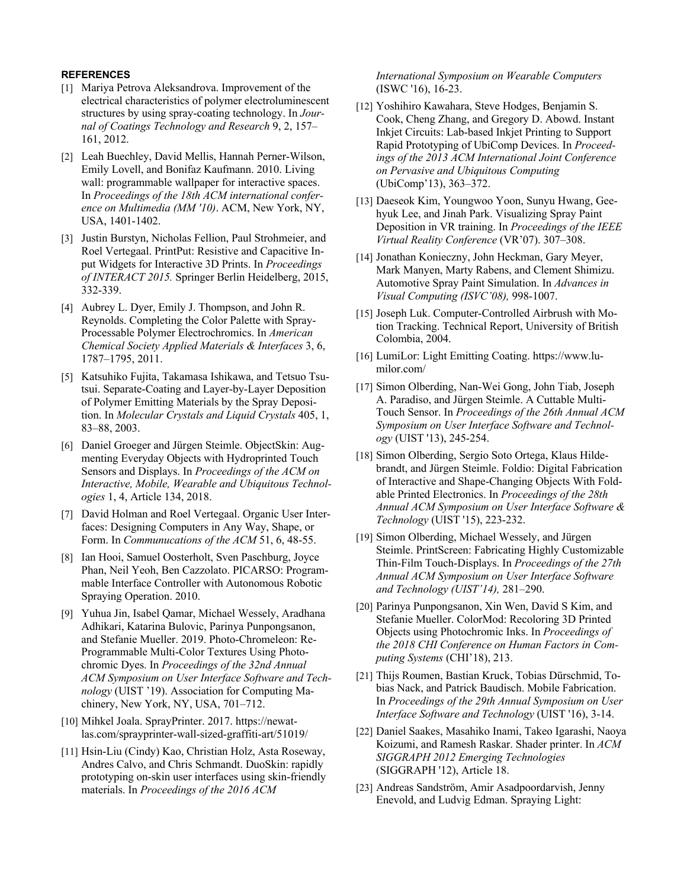## REFERENCES

[1] Mariya Petrova Aleksandrova. Improvement of the electrical characteristics of polymer electroluminescent structures by using spray-coating technology. In *Journal of Coatings Technology and Research* 9, 2, 157–161, 2012.

[2] Leah Buechley, David Mellis, Hannah Perner-Wilson, Emily Lovell, and Bonifaz Kaufmann. 2010. Living wall: programmable wallpaper for interactive spaces. In *Proceedings of the 18th ACM international conference on Multimedia (MM '10)*. ACM, New York, NY, USA, 1401-1402.

[3] Justin Burstyn, Nicholas Fellion, Paul Strohmeier, and Roel Vertegaal. PrintPut: Resistive and Capacitive Input Widgets for Interactive 3D Prints. In *Proceedings of INTERACT 2015.* Springer Berlin Heidelberg, 2015, 332-339.

[4] Aubrey L. Dyer, Emily J. Thompson, and John R. Reynolds. Completing the Color Palette with Spray-Processable Polymer Electrochromics. In *American Chemical Society Applied Materials & Interfaces* 3, 6, 1787–1795, 2011.

[5] Katsuhiko Fujita, Takamasa Ishikawa, and Tetsuo Tsutsui. Separate-Coating and Layer-by-Layer Deposition of Polymer Emitting Materials by the Spray Deposition. In *Molecular Crystals and Liquid Crystals* 405, 1, 83–88, 2003.

[6] Daniel Groeger and Jürgen Steimle. ObjectSkin: Augmenting Everyday Objects with Hydroprinted Touch Sensors and Displays. In *Proceedings of the ACM on Interactive, Mobile, Wearable and Ubiquitous Technologies* 1, 4, Article 134, 2018.

[7] David Holman and Roel Vertegaal. Organic User Interfaces: Designing Computers in Any Way, Shape, or Form. In *Communucations of the ACM* 51, 6, 48-55.

[8] Ian Hooi, Samuel Oosterholt, Sven Paschburg, Joyce Phan, Neil Yeoh, Ben Cazzolato. PICARSO: Programmable Interface Controller with Autonomous Robotic Spraying Operation. 2010.

[9] Yuhua Jin, Isabel Qamar, Michael Wessely, Aradhana Adhikari, Katarina Bulovic, Parinya Punpongsanon, and Stefanie Mueller. 2019. Photo-Chromeleon: Re-Programmable Multi-Color Textures Using Photochromic Dyes. In *Proceedings of the 32nd Annual ACM Symposium on User Interface Software and Technology* (UIST '19). Association for Computing Machinery, New York, NY, USA, 701–712.

[10] Mihkel Joala. SprayPrinter. 2017. https://newatlas.com/sprayprinter-wall-sized-graffiti-art/51019/

[11] Hsin-Liu (Cindy) Kao, Christian Holz, Asta Roseway, Andres Calvo, and Chris Schmandt. DuoSkin: rapidly prototyping on-skin user interfaces using skin-friendly materials. In *Proceedings of the 2016 ACM International Symposium on Wearable Computers* (ISWC '16), 16-23.

[12] Yoshihiro Kawahara, Steve Hodges, Benjamin S. Cook, Cheng Zhang, and Gregory D. Abowd. Instant Inkjet Circuits: Lab-based Inkjet Printing to Support Rapid Prototyping of UbiComp Devices. In *Proceedings of the 2013 ACM International Joint Conference on Pervasive and Ubiquitous Computing* (UbiComp'13), 363–372.

[13] Daeseok Kim, Youngwoo Yoon, Sunyu Hwang, Geehyuk Lee, and Jinah Park. Visualizing Spray Paint Deposition in VR training. In *Proceedings of the IEEE Virtual Reality Conference* (VR'07). 307–308.

[14] Jonathan Konieczny, John Heckman, Gary Meyer, Mark Manyen, Marty Rabens, and Clement Shimizu. Automotive Spray Paint Simulation. In *Advances in Visual Computing (ISVC'08),* 998-1007.

[15] Joseph Luk. Computer-Controlled Airbrush with Motion Tracking. Technical Report, University of British Colombia, 2004.

[16] LumiLor: Light Emitting Coating. https://www.lumilor.com/

[17] Simon Olberding, Nan-Wei Gong, John Tiab, Joseph A. Paradiso, and Jürgen Steimle. A Cuttable Multi-Touch Sensor. In *Proceedings of the 26th Annual ACM Symposium on User Interface Software and Technology* (UIST '13), 245-254.

[18] Simon Olberding, Sergio Soto Ortega, Klaus Hildebrandt, and Jürgen Steimle. Foldio: Digital Fabrication of Interactive and Shape-Changing Objects With Foldable Printed Electronics. In *Proceedings of the 28th Annual ACM Symposium on User Interface Software & Technology* (UIST '15), 223-232.

[19] Simon Olberding, Michael Wessely, and Jürgen Steimle. PrintScreen: Fabricating Highly Customizable Thin-Film Touch-Displays. In *Proceedings of the 27th Annual ACM Symposium on User Interface Software and Technology (UIST'14),* 281–290.

[20] Parinya Punpongsanon, Xin Wen, David S Kim, and Stefanie Mueller. ColorMod: Recoloring 3D Printed Objects using Photochromic Inks. In *Proceedings of the 2018 CHI Conference on Human Factors in Computing Systems* (CHI'18), 213.

[21] Thijs Roumen, Bastian Kruck, Tobias Dürschmid, Tobias Nack, and Patrick Baudisch. Mobile Fabrication. In *Proceedings of the 29th Annual Symposium on User Interface Software and Technology* (UIST '16), 3-14.

[22] Daniel Saakes, Masahiko Inami, Takeo Igarashi, Naoya Koizumi, and Ramesh Raskar. Shader printer. In *ACM SIGGRAPH 2012 Emerging Technologies* (SIGGRAPH '12), Article 18.

[23] Andreas Sandström, Amir Asadpoordarvish, Jenny Enevold, and Ludvig Edman. Spraying Light: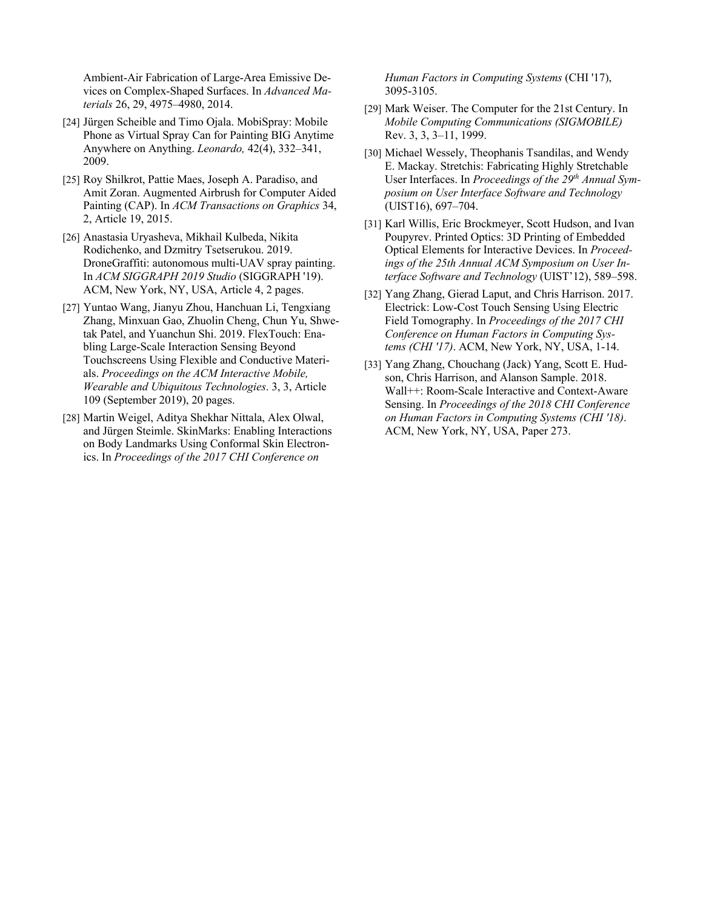Ambient-Air Fabrication of Large-Area Emissive Devices on Complex-Shaped Surfaces. In *Advanced Materials* 26, 29, 4975–4980, 2014.

[24] Jürgen Scheible and Timo Ojala. MobiSpray: Mobile Phone as Virtual Spray Can for Painting BIG Anytime Anywhere on Anything. *Leonardo,* 42(4), 332–341, 2009.

[25] Roy Shilkrot, Pattie Maes, Joseph A. Paradiso, and Amit Zoran. Augmented Airbrush for Computer Aided Painting (CAP). In *ACM Transactions on Graphics* 34, 2, Article 19, 2015.

[26] Anastasia Uryasheva, Mikhail Kulbeda, Nikita Rodichenko, and Dzmitry Tsetserukou. 2019. DroneGraffiti: autonomous multi-UAV spray painting. In *ACM SIGGRAPH 2019 Studio* (SIGGRAPH '19). ACM, New York, NY, USA, Article 4, 2 pages.

[27] Yuntao Wang, Jianyu Zhou, Hanchuan Li, Tengxiang Zhang, Minxuan Gao, Zhuolin Cheng, Chun Yu, Shwetak Patel, and Yuanchun Shi. 2019. FlexTouch: Enabling Large-Scale Interaction Sensing Beyond Touchscreens Using Flexible and Conductive Materials. *Proceedings on the ACM Interactive Mobile, Wearable and Ubiquitous Technologies*. 3, 3, Article 109 (September 2019), 20 pages.

[28] Martin Weigel, Aditya Shekhar Nittala, Alex Olwal, and Jürgen Steimle. SkinMarks: Enabling Interactions on Body Landmarks Using Conformal Skin Electronics. In *Proceedings of the 2017 CHI Conference on Human Factors in Computing Systems* (CHI '17), 3095-3105.

[29] Mark Weiser. The Computer for the 21st Century. In *Mobile Computing Communications (SIGMOBILE)* Rev. 3, 3, 3–11, 1999.

[30] Michael Wessely, Theophanis Tsandilas, and Wendy E. Mackay. Stretchis: Fabricating Highly Stretchable User Interfaces. In *Proceedings of the 29th Annual Symposium on User Interface Software and Technology* (UIST16), 697–704.

[31] Karl Willis, Eric Brockmeyer, Scott Hudson, and Ivan Poupyrev. Printed Optics: 3D Printing of Embedded Optical Elements for Interactive Devices. In *Proceedings of the 25th Annual ACM Symposium on User Interface Software and Technology* (UIST'12), 589–598.

[32] Yang Zhang, Gierad Laput, and Chris Harrison. 2017. Electrick: Low-Cost Touch Sensing Using Electric Field Tomography. In *Proceedings of the 2017 CHI Conference on Human Factors in Computing Systems (CHI '17)*. ACM, New York, NY, USA, 1-14.

[33] Yang Zhang, Chouchang (Jack) Yang, Scott E. Hudson, Chris Harrison, and Alanson Sample. 2018. Wall++: Room-Scale Interactive and Context-Aware Sensing. In *Proceedings of the 2018 CHI Conference on Human Factors in Computing Systems (CHI '18)*. ACM, New York, NY, USA, Paper 273.